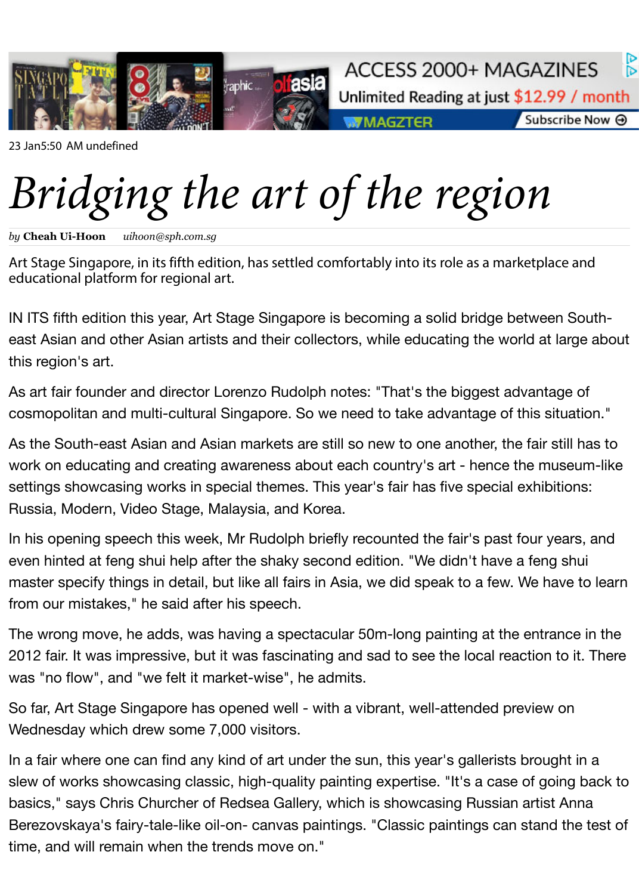23 Jan5:50 AM undefined

# Bridging the art of the region

*by* **Cheah Ui-Hoon** *uihoon@sph.com.sg*

Art Stage Singapore, in its fifth edition, has settled comfortably into its role as a marketplace and educational platform for regional art.

IN ITS fifth edition this year, Art Stage Singapore is becoming a solid bridge between South-east Asian and other Asian artists and their collectors, while educating the world at large about this region's art.

As art fair founder and director Lorenzo Rudolph notes: "That's the biggest advantage of cosmopolitan and multi-cultural Singapore. So we need to take advantage of this situation."

As the South-east Asian and Asian markets are still so new to one another, the fair still has to work on educating and creating awareness about each country's art - hence the museum-like settings showcasing works in special themes. This year's fair has five special exhibitions: Russia, Modern, Video Stage, Malaysia, and Korea.

In his opening speech this week, Mr Rudolph briefly recounted the fair's past four years, and even hinted at feng shui help after the shaky second edition. "We didn't have a feng shui master specify things in detail, but like all fairs in Asia, we did speak to a few. We have to learn from our mistakes," he said after his speech.

The wrong move, he adds, was having a spectacular 50m-long painting at the entrance in the 2012 fair. It was impressive, but it was fascinating and sad to see the local reaction to it. There was "no flow", and "we felt it market-wise", he admits.

So far, Art Stage Singapore has opened well - with a vibrant, well-attended preview on Wednesday which drew some 7,000 visitors.

In a fair where one can find any kind of art under the sun, this year's gallerists brought in a slew of works showcasing classic, high-quality painting expertise. "It's a case of going back to basics," says Chris Churcher of Redsea Gallery, which is showcasing Russian artist Anna Berezovskaya's fairy-tale-like oil-on- canvas paintings. "Classic paintings can stand the test of time, and will remain when the trends move on."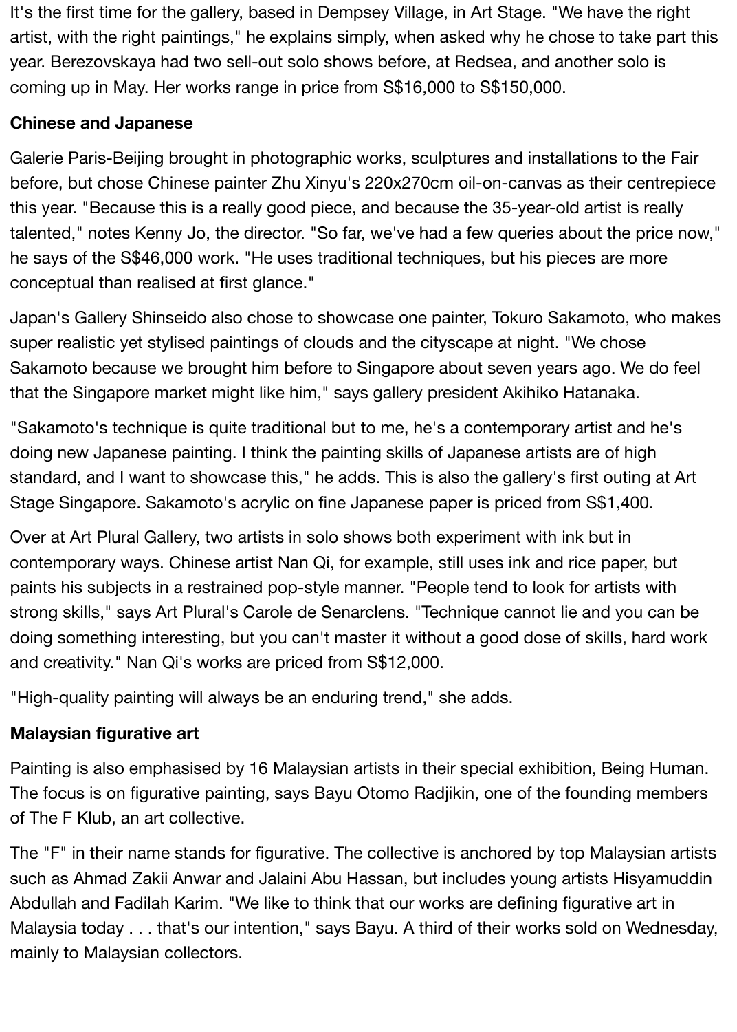It's the first time for the gallery, based in Dempsey Village, in Art Stage. "We have the right artist, with the right paintings," he explains simply, when asked why he chose to take part this year. Berezovskaya had two sell-out solo shows before, at Redsea, and another solo is coming up in May. Her works range in price from S$16,000 to S$150,000.

## Chinese and Japanese

Galerie Paris-Beijing brought in photographic works, sculptures and installations to the Fair before, but chose Chinese painter Zhu Xinyu's 220x270cm oil-on-canvas as their centrepiece this year. "Because this is a really good piece, and because the 35-year-old artist is really talented," notes Kenny Jo, the director. "So far, we've had a few queries about the price now," he says of the S$46,000 work. "He uses traditional techniques, but his pieces are more conceptual than realised at first glance."

Japan's Gallery Shinseido also chose to showcase one painter, Tokuro Sakamoto, who makes super realistic yet stylised paintings of clouds and the cityscape at night. "We chose Sakamoto because we brought him before to Singapore about seven years ago. We do feel that the Singapore market might like him," says gallery president Akihiko Hatanaka.

"Sakamoto's technique is quite traditional but to me, he's a contemporary artist and he's doing new Japanese painting. I think the painting skills of Japanese artists are of high standard, and I want to showcase this," he adds. This is also the gallery's first outing at Art Stage Singapore. Sakamoto's acrylic on fine Japanese paper is priced from S$1,400.

Over at Art Plural Gallery, two artists in solo shows both experiment with ink but in contemporary ways. Chinese artist Nan Qi, for example, still uses ink and rice paper, but paints his subjects in a restrained pop-style manner. "People tend to look for artists with strong skills," says Art Plural's Carole de Senarclens. "Technique cannot lie and you can be doing something interesting, but you can't master it without a good dose of skills, hard work and creativity." Nan Qi's works are priced from S$12,000.

"High-quality painting will always be an enduring trend," she adds.

## Malaysian figurative art

Painting is also emphasised by 16 Malaysian artists in their special exhibition, Being Human. The focus is on figurative painting, says Bayu Otomo Radjikin, one of the founding members of The F Klub, an art collective.

The "F" in their name stands for figurative. The collective is anchored by top Malaysian artists such as Ahmad Zakii Anwar and Jalaini Abu Hassan, but includes young artists Hisyamuddin Abdullah and Fadilah Karim. "We like to think that our works are defining figurative art in Malaysia today . . . that's our intention," says Bayu. A third of their works sold on Wednesday, mainly to Malaysian collectors.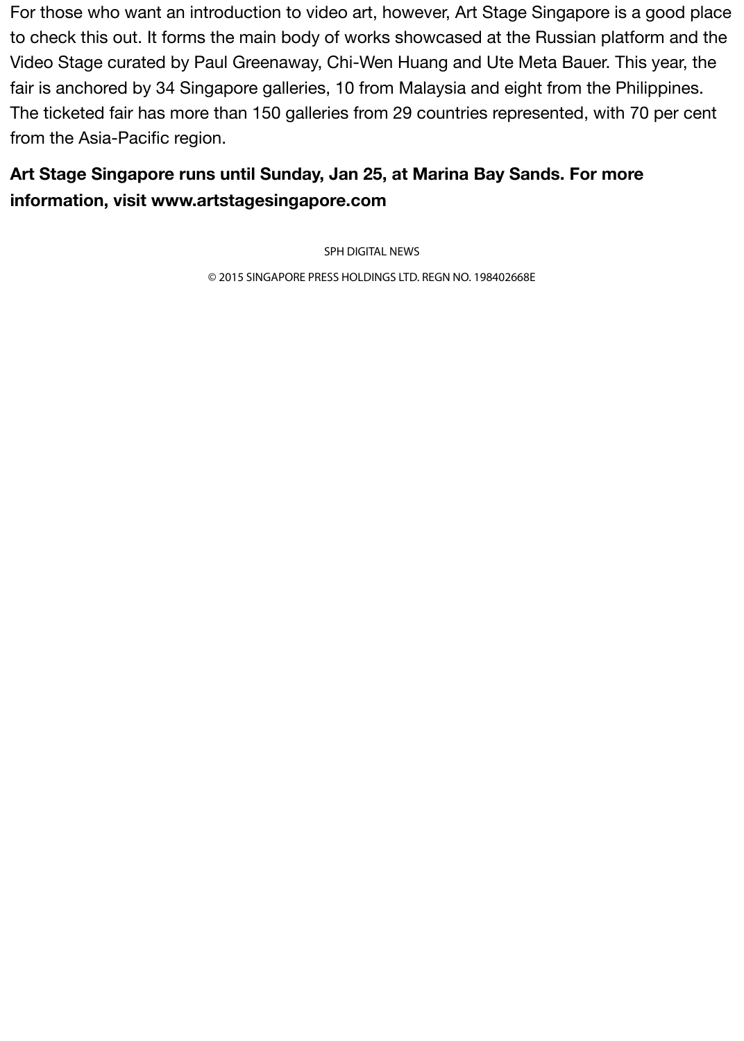For those who want an introduction to video art, however, Art Stage Singapore is a good place to check this out. It forms the main body of works showcased at the Russian platform and the Video Stage curated by Paul Greenaway, Chi-Wen Huang and Ute Meta Bauer. This year, the fair is anchored by 34 Singapore galleries, 10 from Malaysia and eight from the Philippines. The ticketed fair has more than 150 galleries from 29 countries represented, with 70 per cent from the Asia-Pacific region.

**Art Stage Singapore runs until Sunday, Jan 25, at Marina Bay Sands. For more information, visit www.artstagesingapore.com**

SPH DIGITAL NEWS

© 2015 SINGAPORE PRESS HOLDINGS LTD. REGN NO. 198402668E